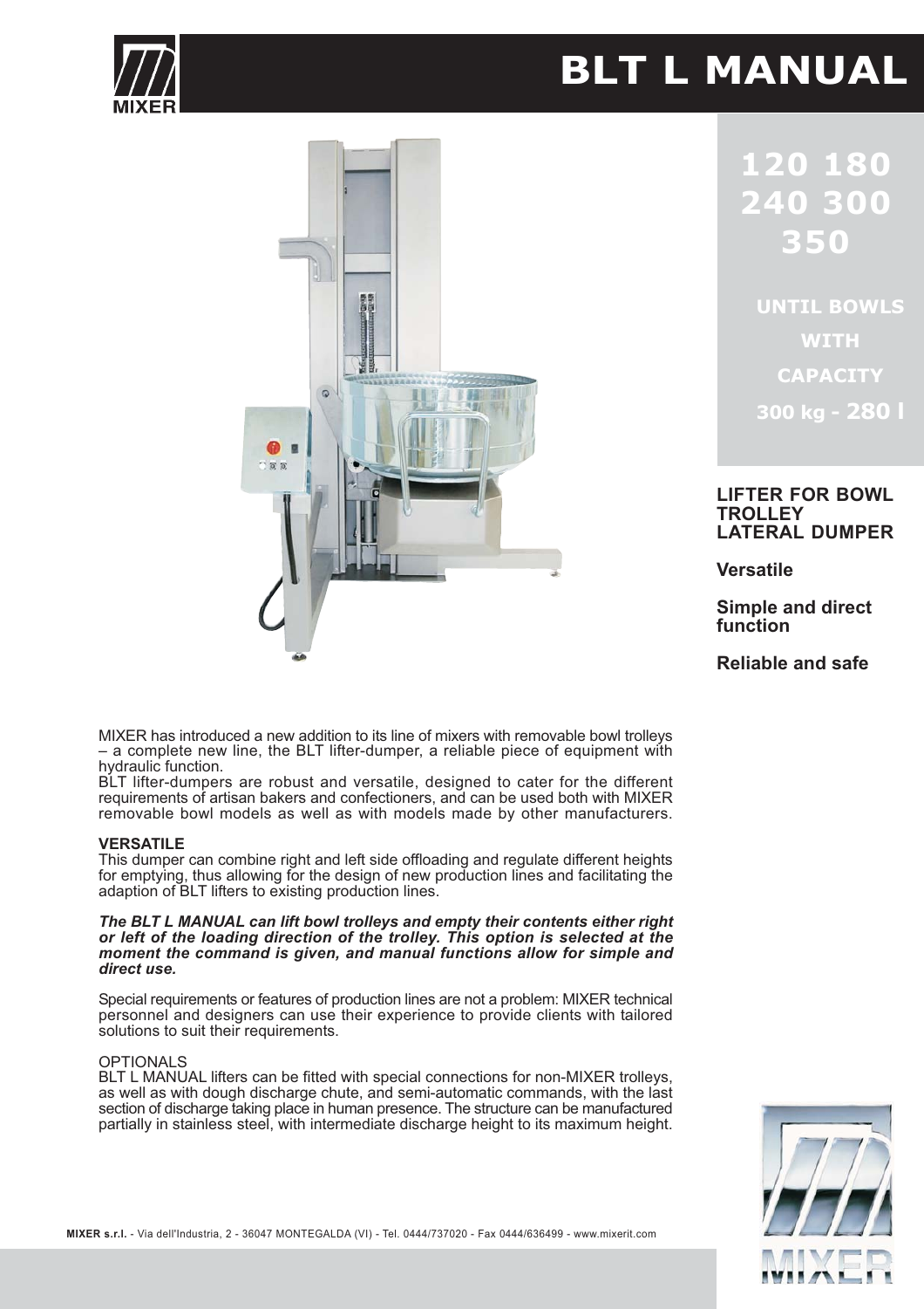# BLT L MANUAL

**120 180 240 300 350**

**UNTIL BOWLS WITH CAPACITY 300 kg - 280 l**

**LIFTER FOR BOWL TROLLEY LATERAL DUMPER**

**Versatile**

**Simple and direct function**

**Reliable and safe**

MIXER has introduced a new addition to its line of mixers with removable bowl trolleys – a complete new line, the BLT lifter-dumper, a reliable piece of equipment with hydraulic function.
BLT lifter-dumpers are robust and versatile, designed to cater for the different requirements of artisan bakers and confectioners, and can be used both with MIXER removable bowl models as well as with models made by other manufacturers.

**VERSATILE**
This dumper can combine right and left side offloading and regulate different heights for emptying, thus allowing for the design of new production lines and facilitating the adaption of BLT lifters to existing production lines.

***The BLT L MANUAL can lift bowl trolleys and empty their contents either right or left of the loading direction of the trolley. This option is selected at the moment the command is given, and manual functions allow for simple and direct use.***

Special requirements or features of production lines are not a problem: MIXER technical personnel and designers can use their experience to provide clients with tailored solutions to suit their requirements.

OPTIONALS
BLT L MANUAL lifters can be fitted with special connections for non-MIXER trolleys, as well as with dough discharge chute, and semi-automatic commands, with the last section of discharge taking place in human presence. The structure can be manufactured partially in stainless steel, with intermediate discharge height to its maximum height.

**MIXER s.r.l.** - Via dell'Industria, 2 - 36047 MONTEGALDA (VI) - Tel. 0444/737020 - Fax 0444/636499 - www.mixerit.com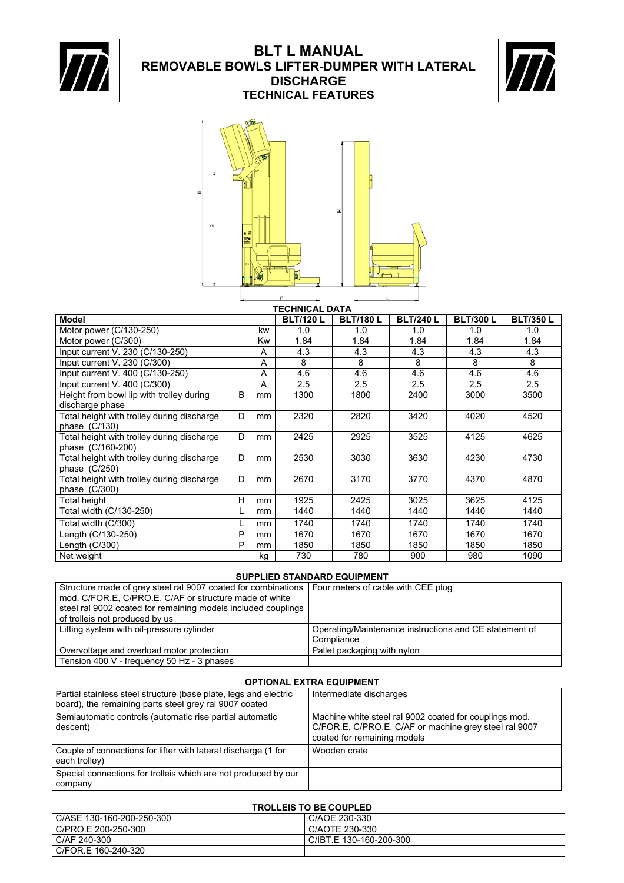# BLT L MANUAL
## REMOVABLE BOWLS LIFTER-DUMPER WITH LATERAL DISCHARGE
## TECHNICAL FEATURES

D
B
H
P
L

### TECHNICAL DATA

| Model | | | BLT/120 L | BLT/180 L | BLT/240 L | BLT/300 L | BLT/350 L |
|---|---|---|---|---|---|---|---|
| Motor power (C/130-250) | | kw | 1.0 | 1.0 | 1.0 | 1.0 | 1.0 |
| Motor power (C/300) | | Kw | 1.84 | 1.84 | 1.84 | 1.84 | 1.84 |
| Input current V. 230 (C/130-250) | | A | 4.3 | 4.3 | 4.3 | 4.3 | 4.3 |
| Input current V. 230 (C/300) | | A | 8 | 8 | 8 | 8 | 8 |
| Input current V. 400 (C/130-250) | | A | 4.6 | 4.6 | 4.6 | 4.6 | 4.6 |
| Input current V. 400 (C/300) | | A | 2.5 | 2.5 | 2.5 | 2.5 | 2.5 |
| Height from bowl lip with trolley during discharge phase | B | mm | 1300 | 1800 | 2400 | 3000 | 3500 |
| Total height with trolley during discharge phase (C/130) | D | mm | 2320 | 2820 | 3420 | 4020 | 4520 |
| Total height with trolley during discharge phase (C/160-200) | D | mm | 2425 | 2925 | 3525 | 4125 | 4625 |
| Total height with trolley during discharge phase (C/250) | D | mm | 2530 | 3030 | 3630 | 4230 | 4730 |
| Total height with trolley during discharge phase (C/300) | D | mm | 2670 | 3170 | 3770 | 4370 | 4870 |
| Total height | H | mm | 1925 | 2425 | 3025 | 3625 | 4125 |
| Total width (C/130-250) | L | mm | 1440 | 1440 | 1440 | 1440 | 1440 |
| Total width (C/300) | L | mm | 1740 | 1740 | 1740 | 1740 | 1740 |
| Length (C/130-250) | P | mm | 1670 | 1670 | 1670 | 1670 | 1670 |
| Length (C/300) | P | mm | 1850 | 1850 | 1850 | 1850 | 1850 |
| Net weight | | kg | 730 | 780 | 900 | 980 | 1090 |

### SUPPLIED STANDARD EQUIPMENT

| | |
|---|---|
| Structure made of grey steel ral 9007 coated for combinations mod. C/FOR.E, C/PRO.E, C/AF or structure made of white steel ral 9002 coated for remaining models included couplings of trolleis not produced by us | Four meters of cable with CEE plug |
| Lifting system with oil-pressure cylinder | Operating/Maintenance instructions and CE statement of Compliance |
| Overvoltage and overload motor protection | Pallet packaging with nylon |
| Tension 400 V - frequency 50 Hz - 3 phases | |

### OPTIONAL EXTRA EQUIPMENT

| | |
|---|---|
| Partial stainless steel structure (base plate, legs and electric board), the remaining parts steel grey ral 9007 coated | Intermediate discharges |
| Semiautomatic controls (automatic rise partial automatic descent) | Machine white steel ral 9002 coated for couplings mod. C/FOR.E, C/PRO.E, C/AF or machine grey steel ral 9007 coated for remaining models |
| Couple of connections for lifter with lateral discharge (1 for each trolley) | Wooden crate |
| Special connections for trolleis which are not produced by our company | |

### TROLLEIS TO BE COUPLED

| | |
|---|---|
| C/ASE 130-160-200-250-300 | C/AOE 230-330 |
| C/PRO.E 200-250-300 | C/AOTE 230-330 |
| C/AF 240-300 | C/IBT.E 130-160-200-300 |
| C/FOR.E 160-240-320 | |